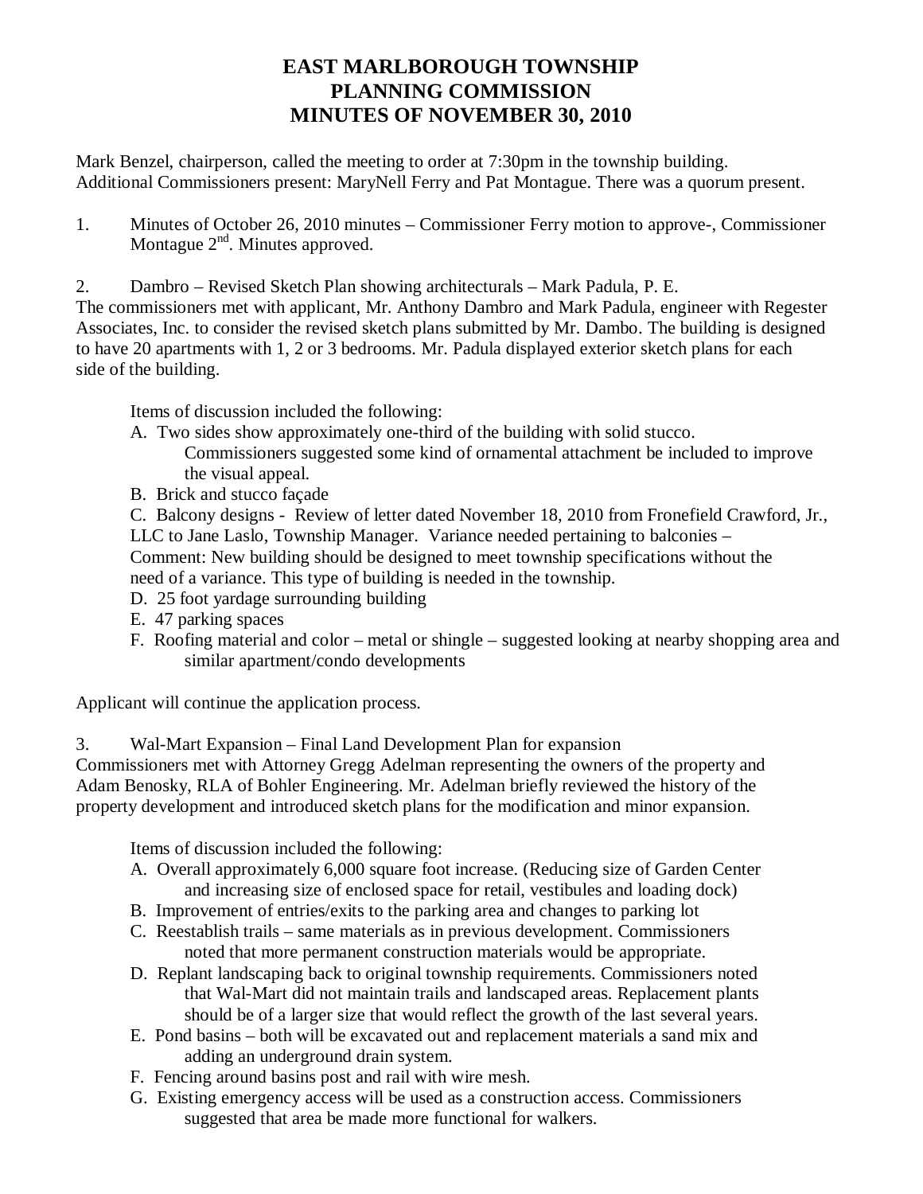# EAST MARLBOROUGH TOWNSHIP
# PLANNING COMMISSION
# MINUTES OF NOVEMBER 30, 2010

Mark Benzel, chairperson, called the meeting to order at 7:30pm in the township building. Additional Commissioners present: MaryNell Ferry and Pat Montague. There was a quorum present.

1. Minutes of October 26, 2010 minutes – Commissioner Ferry motion to approve-, Commissioner Montague 2nd. Minutes approved.

2. Dambro – Revised Sketch Plan showing architecturals – Mark Padula, P. E.

The commissioners met with applicant, Mr. Anthony Dambro and Mark Padula, engineer with Regester Associates, Inc. to consider the revised sketch plans submitted by Mr. Dambo. The building is designed to have 20 apartments with 1, 2 or 3 bedrooms. Mr. Padula displayed exterior sketch plans for each side of the building.

Items of discussion included the following:

A. Two sides show approximately one-third of the building with solid stucco. Commissioners suggested some kind of ornamental attachment be included to improve the visual appeal.

B. Brick and stucco façade

C. Balcony designs - Review of letter dated November 18, 2010 from Fronefield Crawford, Jr., LLC to Jane Laslo, Township Manager. Variance needed pertaining to balconies – Comment: New building should be designed to meet township specifications without the need of a variance. This type of building is needed in the township.

D. 25 foot yardage surrounding building

E. 47 parking spaces

F. Roofing material and color – metal or shingle – suggested looking at nearby shopping area and similar apartment/condo developments

Applicant will continue the application process.

3. Wal-Mart Expansion – Final Land Development Plan for expansion

Commissioners met with Attorney Gregg Adelman representing the owners of the property and Adam Benosky, RLA of Bohler Engineering. Mr. Adelman briefly reviewed the history of the property development and introduced sketch plans for the modification and minor expansion.

Items of discussion included the following:

A. Overall approximately 6,000 square foot increase. (Reducing size of Garden Center and increasing size of enclosed space for retail, vestibules and loading dock)

B. Improvement of entries/exits to the parking area and changes to parking lot

C. Reestablish trails – same materials as in previous development. Commissioners noted that more permanent construction materials would be appropriate.

D. Replant landscaping back to original township requirements. Commissioners noted that Wal-Mart did not maintain trails and landscaped areas. Replacement plants should be of a larger size that would reflect the growth of the last several years.

E. Pond basins – both will be excavated out and replacement materials a sand mix and adding an underground drain system.

F. Fencing around basins post and rail with wire mesh.

G. Existing emergency access will be used as a construction access. Commissioners suggested that area be made more functional for walkers.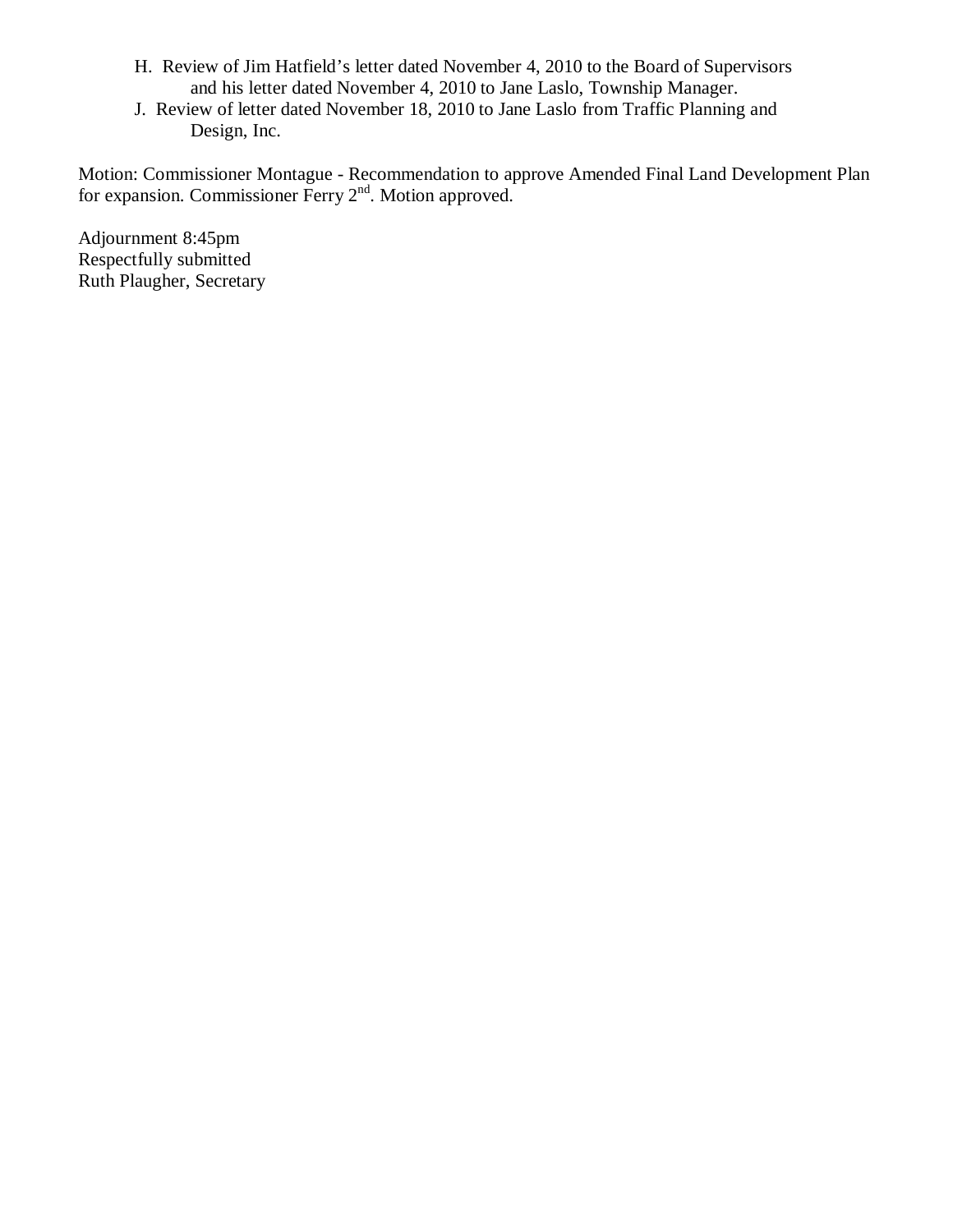H. Review of Jim Hatfield's letter dated November 4, 2010 to the Board of Supervisors and his letter dated November 4, 2010 to Jane Laslo, Township Manager.

J. Review of letter dated November 18, 2010 to Jane Laslo from Traffic Planning and Design, Inc.

Motion: Commissioner Montague - Recommendation to approve Amended Final Land Development Plan for expansion. Commissioner Ferry 2nd. Motion approved.

Adjournment 8:45pm
Respectfully submitted
Ruth Plaugher, Secretary